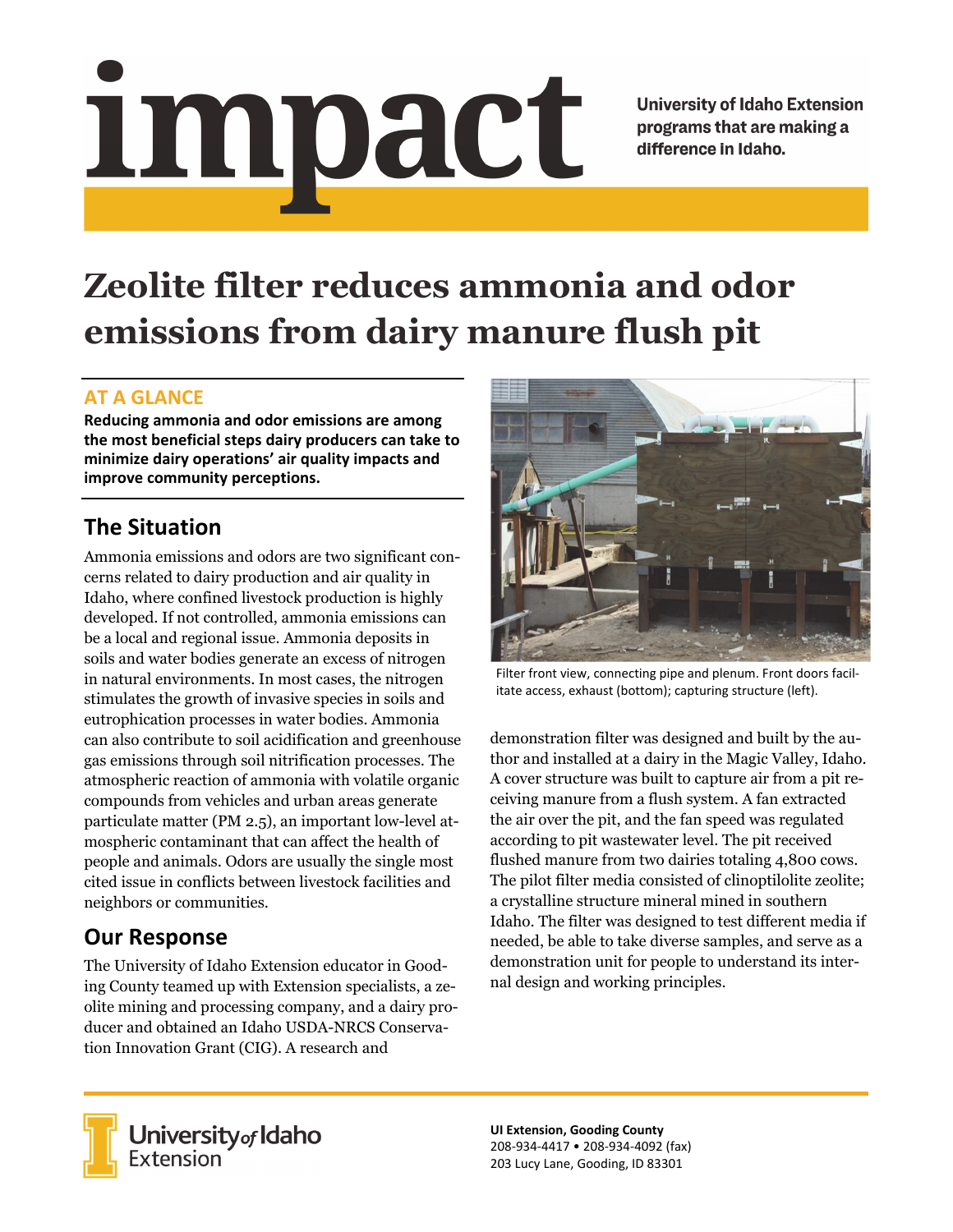# impact

University of Idaho Extension programs that are making a difference in Idaho.

# Zeolite filter reduces ammonia and odor emissions from dairy manure flush pit

## AT A GLANCE

**Reducing ammonia and odor emissions are among the most beneficial steps dairy producers can take to minimize dairy operations' air quality impacts and improve community perceptions.**

## The Situation

Ammonia emissions and odors are two significant concerns related to dairy production and air quality in Idaho, where confined livestock production is highly developed. If not controlled, ammonia emissions can be a local and regional issue. Ammonia deposits in soils and water bodies generate an excess of nitrogen in natural environments. In most cases, the nitrogen stimulates the growth of invasive species in soils and eutrophication processes in water bodies. Ammonia can also contribute to soil acidification and greenhouse gas emissions through soil nitrification processes. The atmospheric reaction of ammonia with volatile organic compounds from vehicles and urban areas generate particulate matter (PM 2.5), an important low-level atmospheric contaminant that can affect the health of people and animals. Odors are usually the single most cited issue in conflicts between livestock facilities and neighbors or communities.

## Our Response

The University of Idaho Extension educator in Gooding County teamed up with Extension specialists, a zeolite mining and processing company, and a dairy producer and obtained an Idaho USDA-NRCS Conservation Innovation Grant (CIG). A research and demonstration filter was designed and built by the author and installed at a dairy in the Magic Valley, Idaho. A cover structure was built to capture air from a pit receiving manure from a flush system. A fan extracted the air over the pit, and the fan speed was regulated according to pit wastewater level. The pit received flushed manure from two dairies totaling 4,800 cows. The pilot filter media consisted of clinoptilolite zeolite; a crystalline structure mineral mined in southern Idaho. The filter was designed to test different media if needed, be able to take diverse samples, and serve as a demonstration unit for people to understand its internal design and working principles.

Filter front view, connecting pipe and plenum. Front doors facilitate access, exhaust (bottom); capturing structure (left).

University *of* Idaho Extension

**UI Extension, Gooding County**
208-934-4417 • 208-934-4092 (fax)
203 Lucy Lane, Gooding, ID 83301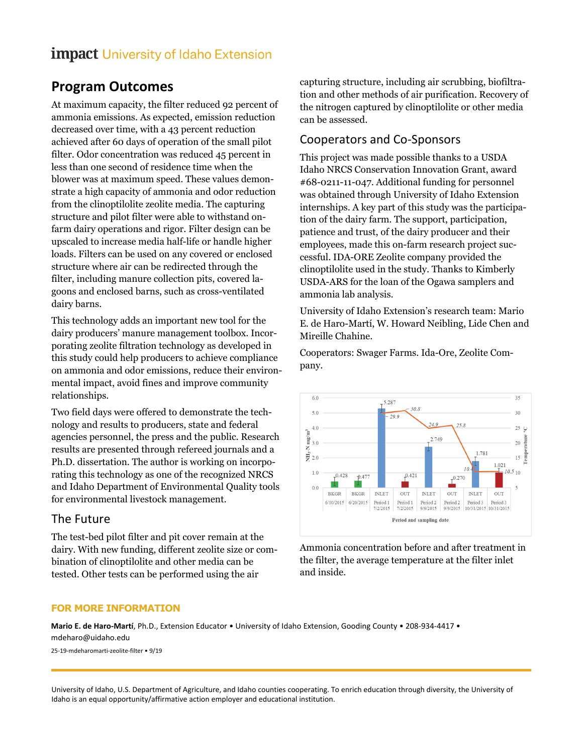**impact** University of Idaho Extension

## Program Outcomes

At maximum capacity, the filter reduced 92 percent of ammonia emissions. As expected, emission reduction decreased over time, with a 43 percent reduction achieved after 60 days of operation of the small pilot filter. Odor concentration was reduced 45 percent in less than one second of residence time when the blower was at maximum speed. These values demonstrate a high capacity of ammonia and odor reduction from the clinoptilolite zeolite media. The capturing structure and pilot filter were able to withstand on-farm dairy operations and rigor. Filter design can be upscaled to increase media half-life or handle higher loads. Filters can be used on any covered or enclosed structure where air can be redirected through the filter, including manure collection pits, covered lagoons and enclosed barns, such as cross-ventilated dairy barns.

This technology adds an important new tool for the dairy producers' manure management toolbox. Incorporating zeolite filtration technology as developed in this study could help producers to achieve compliance on ammonia and odor emissions, reduce their environmental impact, avoid fines and improve community relationships.

Two field days were offered to demonstrate the technology and results to producers, state and federal agencies personnel, the press and the public. Research results are presented through refereed journals and a Ph.D. dissertation. The author is working on incorporating this technology as one of the recognized NRCS and Idaho Department of Environmental Quality tools for environmental livestock management.

## The Future

The test-bed pilot filter and pit cover remain at the dairy. With new funding, different zeolite size or combination of clinoptilolite and other media can be tested. Other tests can be performed using the air capturing structure, including air scrubbing, biofiltration and other methods of air purification. Recovery of the nitrogen captured by clinoptilolite or other media can be assessed.

## Cooperators and Co-Sponsors

This project was made possible thanks to a USDA Idaho NRCS Conservation Innovation Grant, award #68-0211-11-047. Additional funding for personnel was obtained through University of Idaho Extension internships. A key part of this study was the participation of the dairy farm. The support, participation, patience and trust, of the dairy producer and their employees, made this on-farm research project successful. IDA-ORE Zeolite company provided the clinoptilolite used in the study. Thanks to Kimberly USDA-ARS for the loan of the Ogawa samplers and ammonia lab analysis.

University of Idaho Extension's research team: Mario E. de Haro-Martí, W. Howard Neibling, Lide Chen and Mireille Chahine.

Cooperators: Swager Farms. Ida-Ore, Zeolite Company.

$NH_3$-N mg/m$^3$
Temperature °C
0.428 0.477 5.287 0.421 2.749 0.270 1.781 1.021
29.9 30.8 24.9 25.8 10 10.5
BKGR 6/10/2015
BKGR 6/20/2015
INLET Period 1 7/2/2015
OUT Period 1 7/2/2015
INLET Period 2 9/9/2015
OUT Period 2 9/9/2015
INLET Period 3 10/31/2015
OUT Period 3 10/31/2015
Period and sampling date

Ammonia concentration before and after treatment in the filter, the average temperature at the filter inlet and inside.

**FOR MORE INFORMATION**

**Mario E. de Haro-Martí**, Ph.D., Extension Educator • University of Idaho Extension, Gooding County • 208-934-4417 • mdeharo@uidaho.edu

25-19-mdeharomarti-zeolite-filter • 9/19

University of Idaho, U.S. Department of Agriculture, and Idaho counties cooperating. To enrich education through diversity, the University of Idaho is an equal opportunity/affirmative action employer and educational institution.